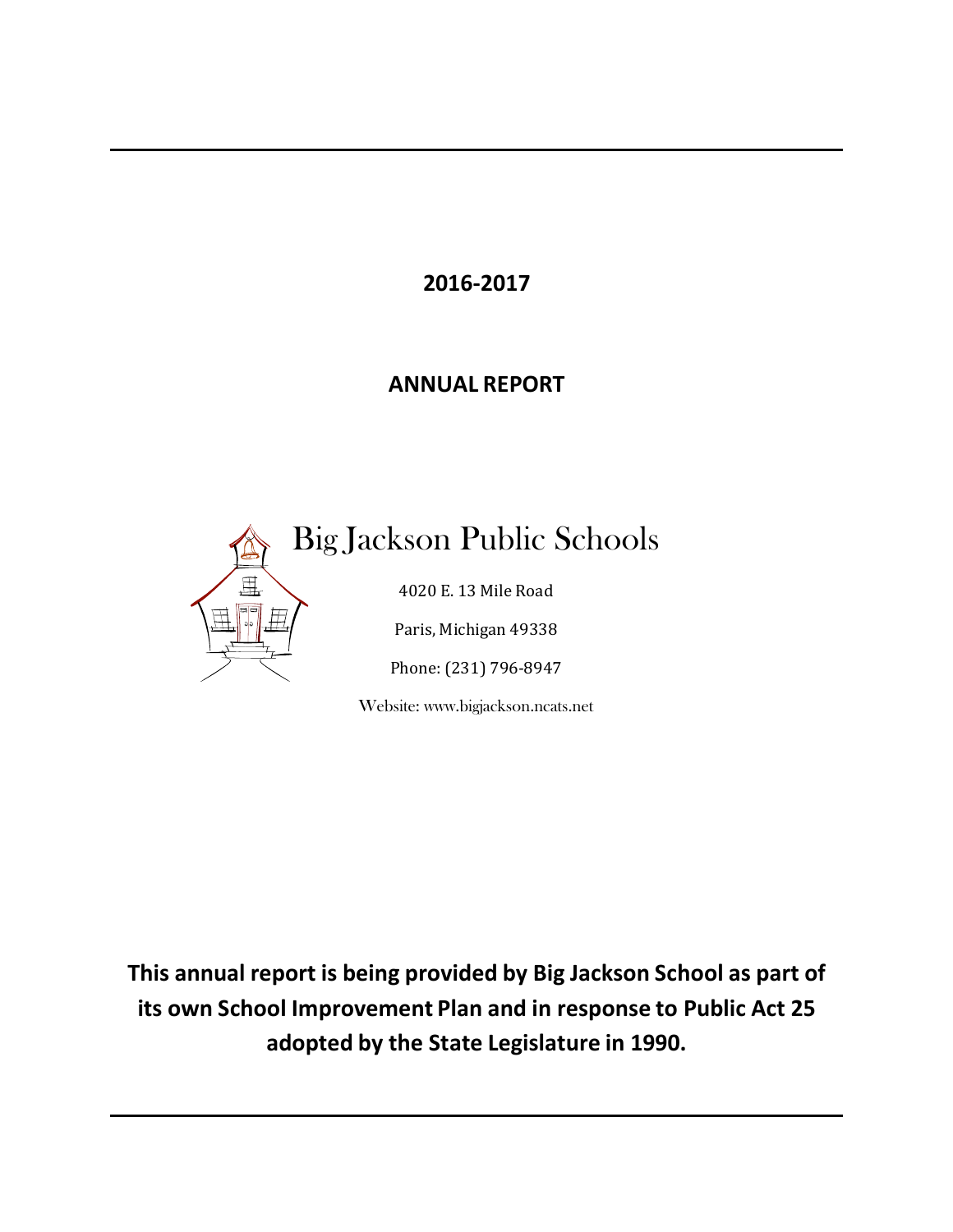**2016-2017**

# ANNUAL REPORT

## Big Jackson Public Schools

4020 E. 13 Mile Road

Paris, Michigan 49338

Phone: (231) 796-8947

Website: www.bigjackson.ncats.net

**This annual report is being provided by Big Jackson School as part of its own School Improvement Plan and in response to Public Act 25 adopted by the State Legislature in 1990.**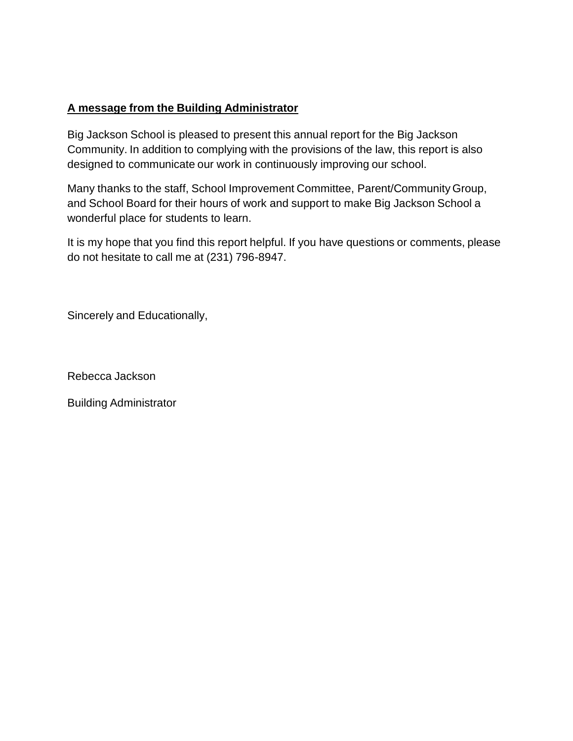## A message from the Building Administrator

Big Jackson School is pleased to present this annual report for the Big Jackson Community. In addition to complying with the provisions of the law, this report is also designed to communicate our work in continuously improving our school.

Many thanks to the staff, School Improvement Committee, Parent/Community Group, and School Board for their hours of work and support to make Big Jackson School a wonderful place for students to learn.

It is my hope that you find this report helpful. If you have questions or comments, please do not hesitate to call me at (231) 796-8947.

Sincerely and Educationally,

Rebecca Jackson

Building Administrator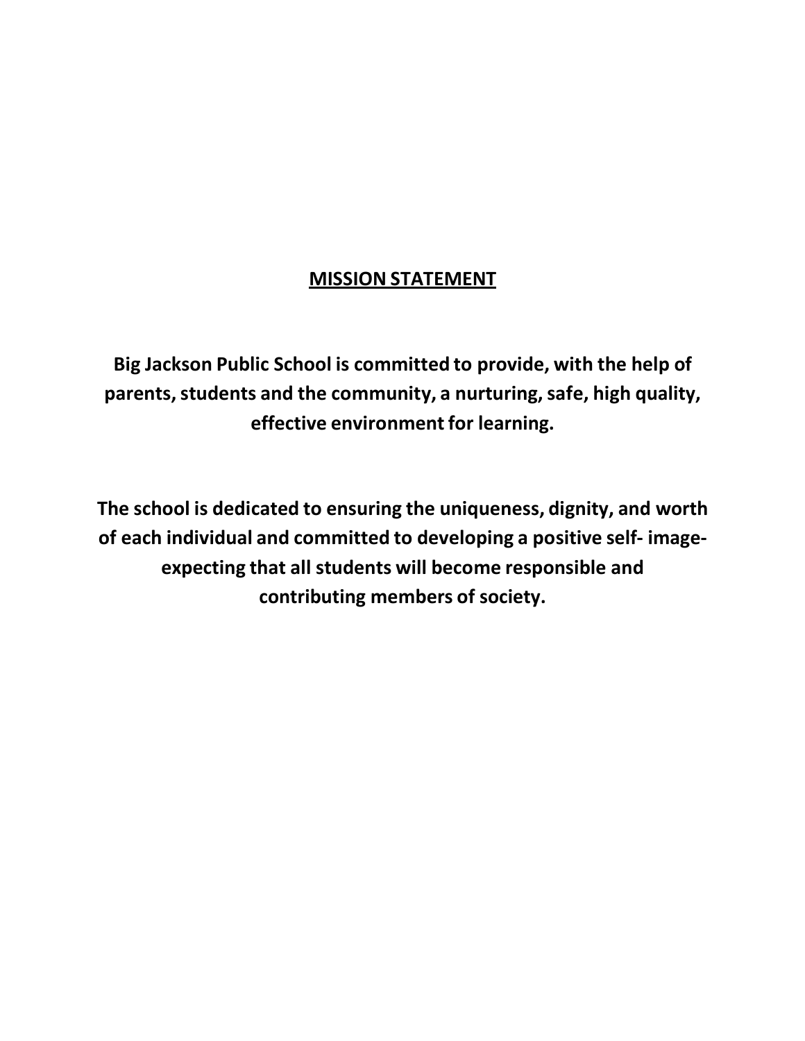# MISSION STATEMENT

**Big Jackson Public School is committed to provide, with the help of parents, students and the community, a nurturing, safe, high quality, effective environment for learning.**

**The school is dedicated to ensuring the uniqueness, dignity, and worth of each individual and committed to developing a positive self- image- expecting that all students will become responsible and contributing members of society.**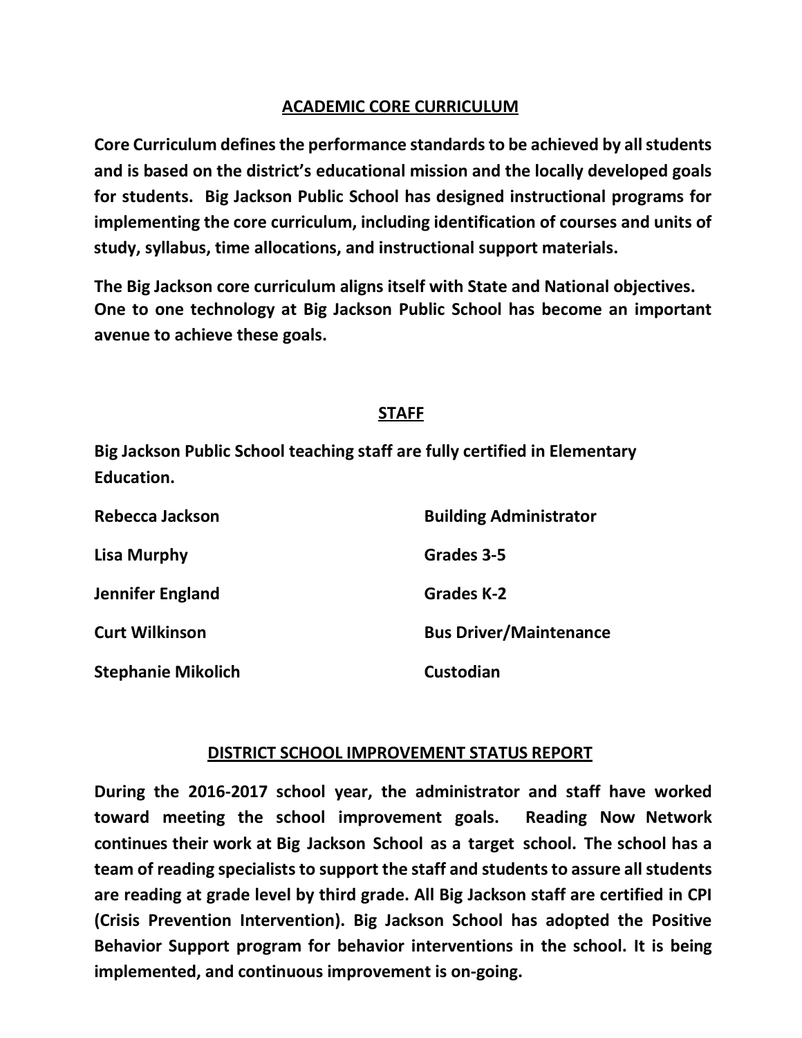## ACADEMIC CORE CURRICULUM

**Core Curriculum defines the performance standards to be achieved by all students and is based on the district's educational mission and the locally developed goals for students. Big Jackson Public School has designed instructional programs for implementing the core curriculum, including identification of courses and units of study, syllabus, time allocations, and instructional support materials.**

**The Big Jackson core curriculum aligns itself with State and National objectives. One to one technology at Big Jackson Public School has become an important avenue to achieve these goals.**

## STAFF

**Big Jackson Public School teaching staff are fully certified in Elementary Education.**

| | |
|---|---|
| **Rebecca Jackson** | **Building Administrator** |
| **Lisa Murphy** | **Grades 3-5** |
| **Jennifer England** | **Grades K-2** |
| **Curt Wilkinson** | **Bus Driver/Maintenance** |
| **Stephanie Mikolich** | **Custodian** |

## DISTRICT SCHOOL IMPROVEMENT STATUS REPORT

**During the 2016-2017 school year, the administrator and staff have worked toward meeting the school improvement goals. Reading Now Network continues their work at Big Jackson School as a target school. The school has a team of reading specialists to support the staff and students to assure all students are reading at grade level by third grade. All Big Jackson staff are certified in CPI (Crisis Prevention Intervention). Big Jackson School has adopted the Positive Behavior Support program for behavior interventions in the school. It is being implemented, and continuous improvement is on-going.**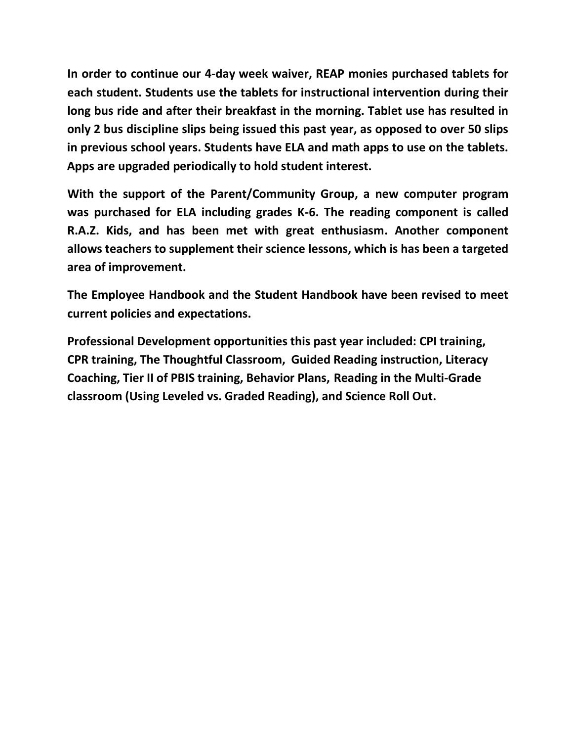**In order to continue our 4-day week waiver, REAP monies purchased tablets for each student. Students use the tablets for instructional intervention during their long bus ride and after their breakfast in the morning. Tablet use has resulted in only 2 bus discipline slips being issued this past year, as opposed to over 50 slips in previous school years. Students have ELA and math apps to use on the tablets. Apps are upgraded periodically to hold student interest.**

**With the support of the Parent/Community Group, a new computer program was purchased for ELA including grades K-6. The reading component is called R.A.Z. Kids, and has been met with great enthusiasm. Another component allows teachers to supplement their science lessons, which is has been a targeted area of improvement.**

**The Employee Handbook and the Student Handbook have been revised to meet current policies and expectations.**

**Professional Development opportunities this past year included: CPI training, CPR training, The Thoughtful Classroom, Guided Reading instruction, Literacy Coaching, Tier II of PBIS training, Behavior Plans, Reading in the Multi-Grade classroom (Using Leveled vs. Graded Reading), and Science Roll Out.**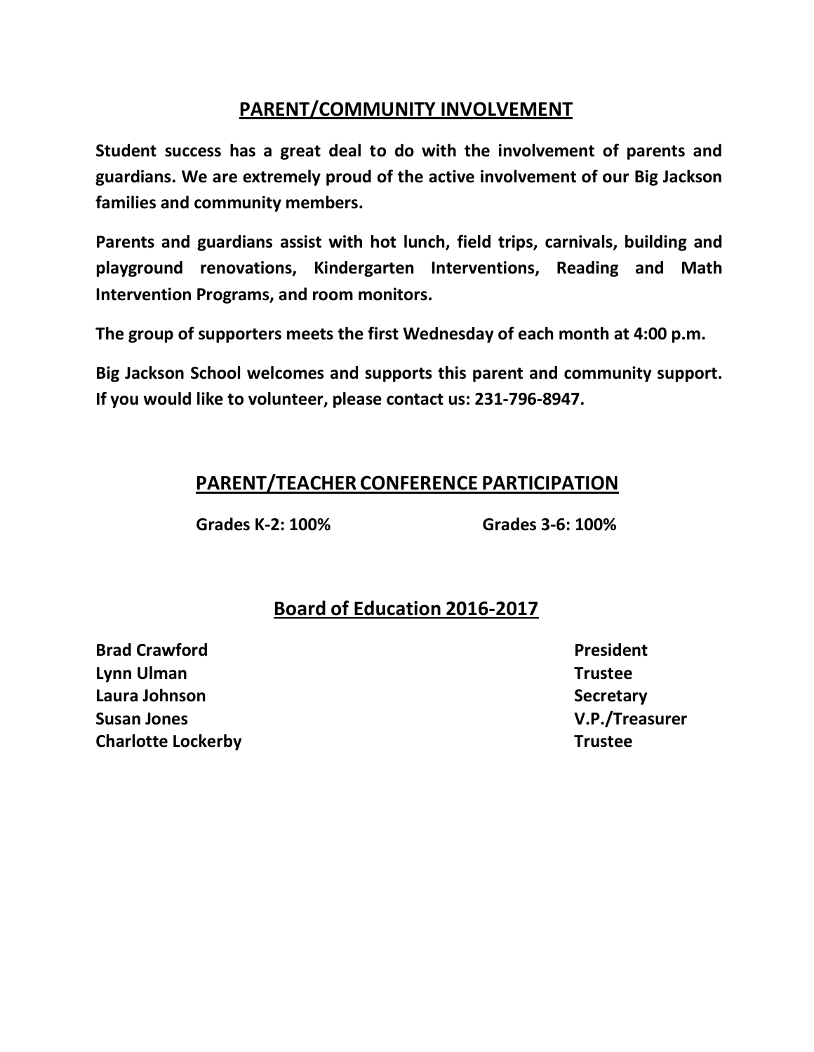## PARENT/COMMUNITY INVOLVEMENT

**Student success has a great deal to do with the involvement of parents and guardians. We are extremely proud of the active involvement of our Big Jackson families and community members.**

**Parents and guardians assist with hot lunch, field trips, carnivals, building and playground renovations, Kindergarten Interventions, Reading and Math Intervention Programs, and room monitors.**

**The group of supporters meets the first Wednesday of each month at 4:00 p.m.**

**Big Jackson School welcomes and supports this parent and community support. If you would like to volunteer, please contact us: 231-796-8947.**

## PARENT/TEACHER CONFERENCE PARTICIPATION

**Grades K-2: 100%**　　**Grades 3-6: 100%**

## Board of Education 2016-2017

| Name | Position |
| --- | --- |
| **Brad Crawford** | **President** |
| **Lynn Ulman** | **Trustee** |
| **Laura Johnson** | **Secretary** |
| **Susan Jones** | **V.P./Treasurer** |
| **Charlotte Lockerby** | **Trustee** |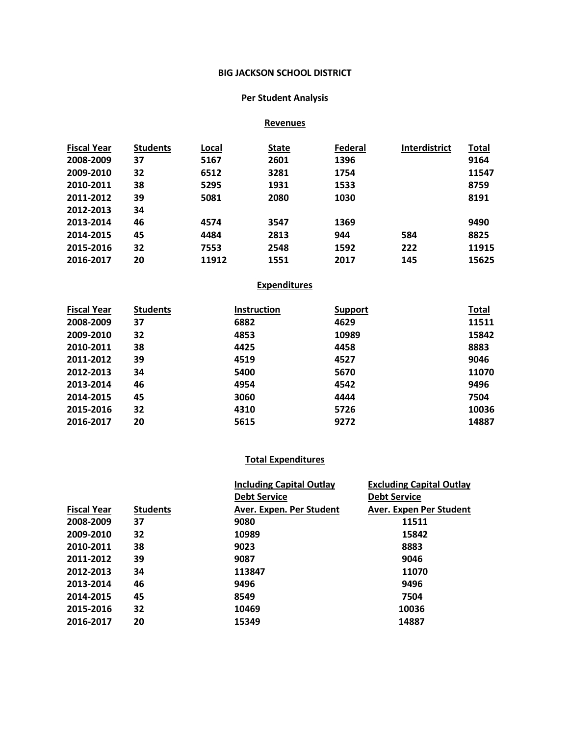**BIG JACKSON SCHOOL DISTRICT**

**Per Student Analysis**

**Revenues**

| Fiscal Year | Students | Local | State | Federal | Interdistrict | Total |
|---|---|---|---|---|---|---|
| 2008-2009 | 37 | 5167 | 2601 | 1396 | | 9164 |
| 2009-2010 | 32 | 6512 | 3281 | 1754 | | 11547 |
| 2010-2011 | 38 | 5295 | 1931 | 1533 | | 8759 |
| 2011-2012 | 39 | 5081 | 2080 | 1030 | | 8191 |
| 2012-2013 | 34 | | | | | |
| 2013-2014 | 46 | 4574 | 3547 | 1369 | | 9490 |
| 2014-2015 | 45 | 4484 | 2813 | 944 | 584 | 8825 |
| 2015-2016 | 32 | 7553 | 2548 | 1592 | 222 | 11915 |
| 2016-2017 | 20 | 11912 | 1551 | 2017 | 145 | 15625 |

**Expenditures**

| Fiscal Year | Students | Instruction | Support | Total |
|---|---|---|---|---|
| 2008-2009 | 37 | 6882 | 4629 | 11511 |
| 2009-2010 | 32 | 4853 | 10989 | 15842 |
| 2010-2011 | 38 | 4425 | 4458 | 8883 |
| 2011-2012 | 39 | 4519 | 4527 | 9046 |
| 2012-2013 | 34 | 5400 | 5670 | 11070 |
| 2013-2014 | 46 | 4954 | 4542 | 9496 |
| 2014-2015 | 45 | 3060 | 4444 | 7504 |
| 2015-2016 | 32 | 4310 | 5726 | 10036 |
| 2016-2017 | 20 | 5615 | 9272 | 14887 |

**Total Expenditures**

| Fiscal Year | Students | Including Capital Outlay Debt Service Aver. Expen. Per Student | Excluding Capital Outlay Debt Service Aver. Expen Per Student |
|---|---|---|---|
| 2008-2009 | 37 | 9080 | 11511 |
| 2009-2010 | 32 | 10989 | 15842 |
| 2010-2011 | 38 | 9023 | 8883 |
| 2011-2012 | 39 | 9087 | 9046 |
| 2012-2013 | 34 | 113847 | 11070 |
| 2013-2014 | 46 | 9496 | 9496 |
| 2014-2015 | 45 | 8549 | 7504 |
| 2015-2016 | 32 | 10469 | 10036 |
| 2016-2017 | 20 | 15349 | 14887 |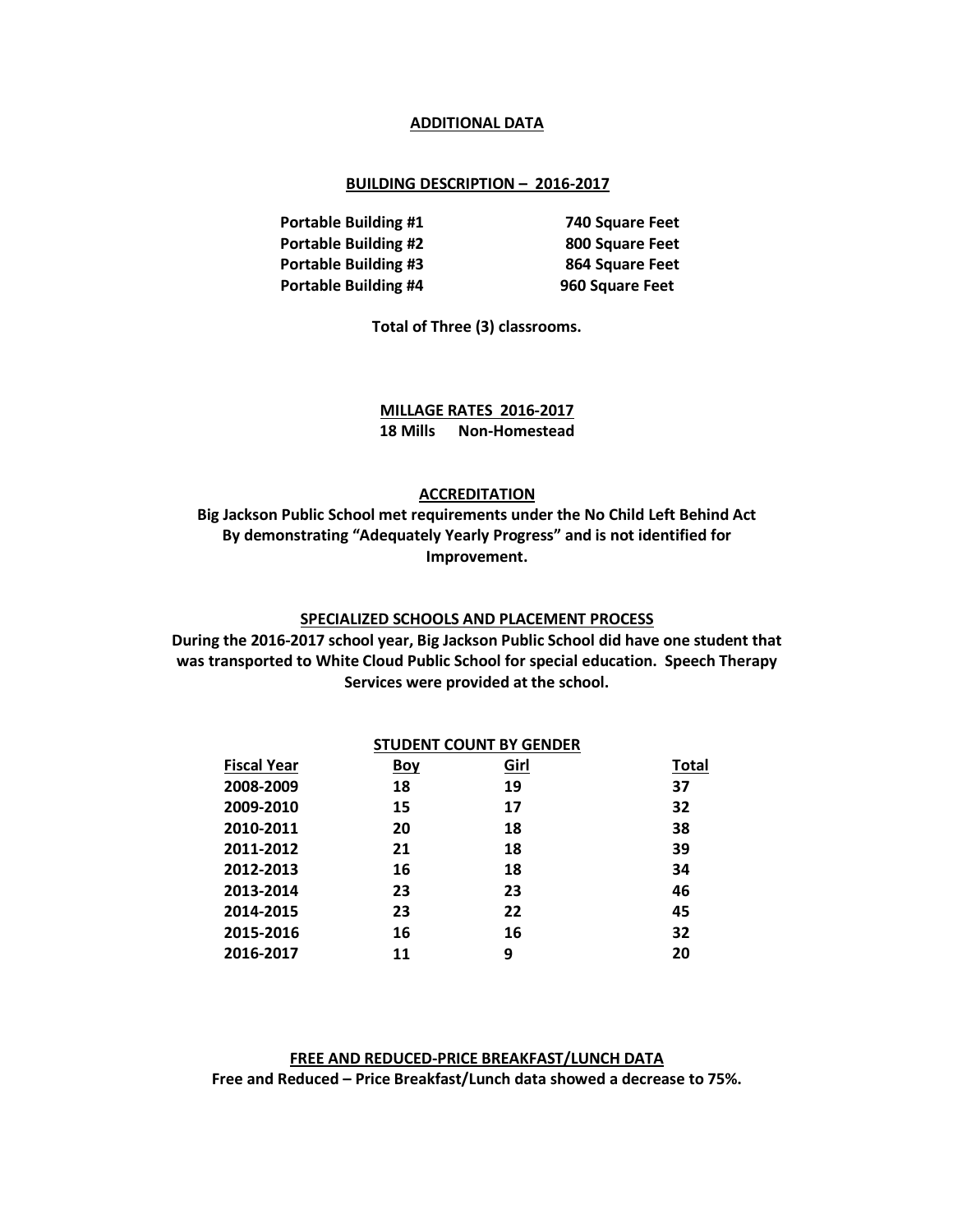## ADDITIONAL DATA

### BUILDING DESCRIPTION – 2016-2017

| | |
|---|---|
| **Portable Building #1** | **740 Square Feet** |
| **Portable Building #2** | **800 Square Feet** |
| **Portable Building #3** | **864 Square Feet** |
| **Portable Building #4** | **960 Square Feet** |

**Total of Three (3) classrooms.**

### MILLAGE RATES 2016-2017

**18 Mills Non-Homestead**

### ACCREDITATION

**Big Jackson Public School met requirements under the No Child Left Behind Act By demonstrating "Adequately Yearly Progress" and is not identified for Improvement.**

### SPECIALIZED SCHOOLS AND PLACEMENT PROCESS

**During the 2016-2017 school year, Big Jackson Public School did have one student that was transported to White Cloud Public School for special education. Speech Therapy Services were provided at the school.**

### STUDENT COUNT BY GENDER

| Fiscal Year | Boy | Girl | Total |
|---|---|---|---|
| 2008-2009 | 18 | 19 | 37 |
| 2009-2010 | 15 | 17 | 32 |
| 2010-2011 | 20 | 18 | 38 |
| 2011-2012 | 21 | 18 | 39 |
| 2012-2013 | 16 | 18 | 34 |
| 2013-2014 | 23 | 23 | 46 |
| 2014-2015 | 23 | 22 | 45 |
| 2015-2016 | 16 | 16 | 32 |
| 2016-2017 | 11 | 9 | 20 |

### FREE AND REDUCED-PRICE BREAKFAST/LUNCH DATA

**Free and Reduced – Price Breakfast/Lunch data showed a decrease to 75%.**